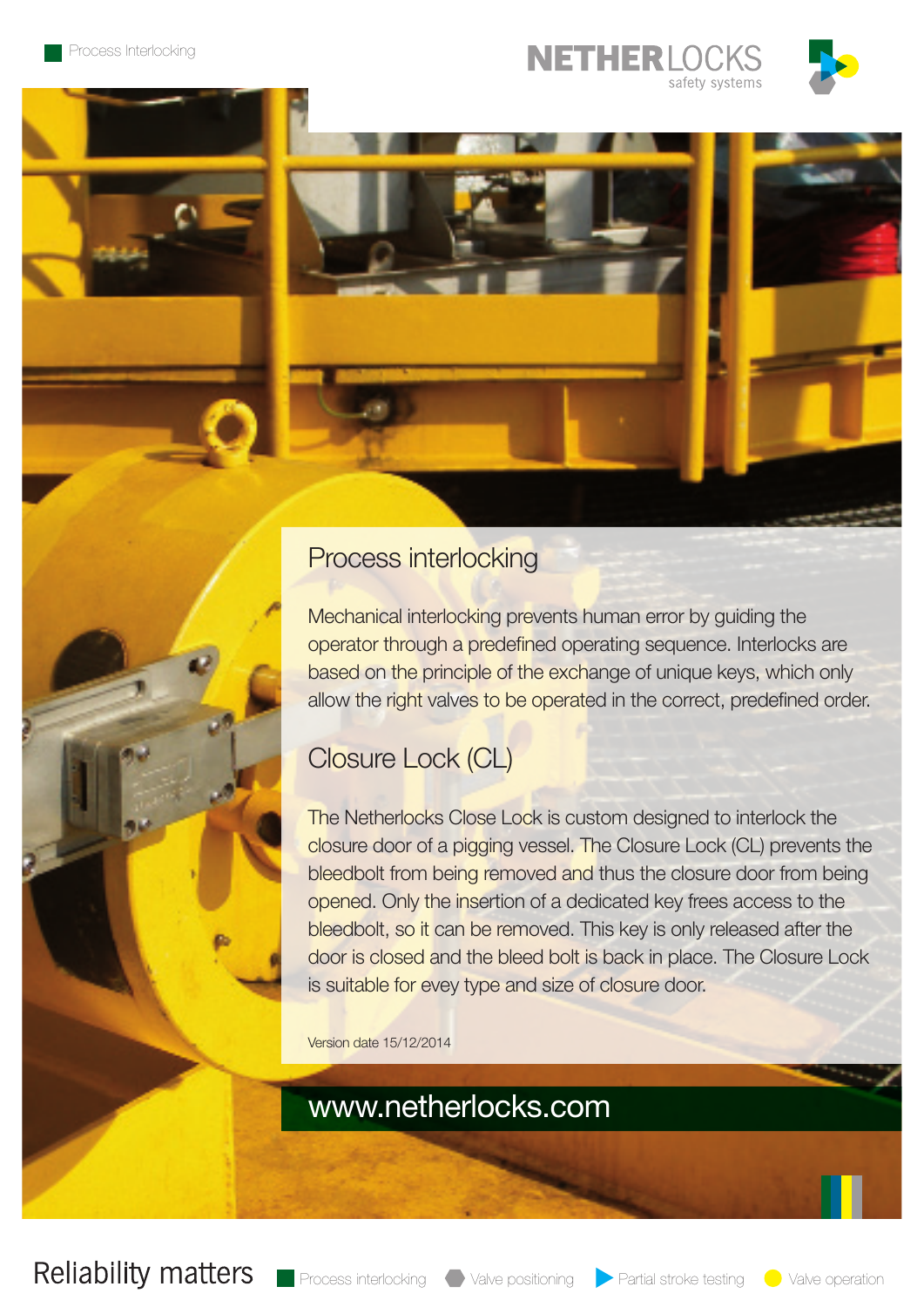## Process interlocking

Mechanical interlocking prevents human error by guiding the operator through a predefined operating sequence. Interlocks are based on the principle of the exchange of unique keys, which only allow the right valves to be operated in the correct, predefined order.

## Closure Lock (CL)

The Netherlocks Close Lock is custom designed to interlock the closure door of a pigging vessel. The Closure Lock (CL) prevents the bleedbolt from being removed and thus the closure door from being opened. Only the insertion of a dedicated key frees access to the bleedbolt, so it can be removed. This key is only released after the door is closed and the bleed bolt is back in place. The Closure Lock is suitable for evey type and size of closure door.

Version date 15/12/2014

www.netherlocks.com

Reliability matters — Process interlocking · Valve positioning · Partial stroke testing · Valve operation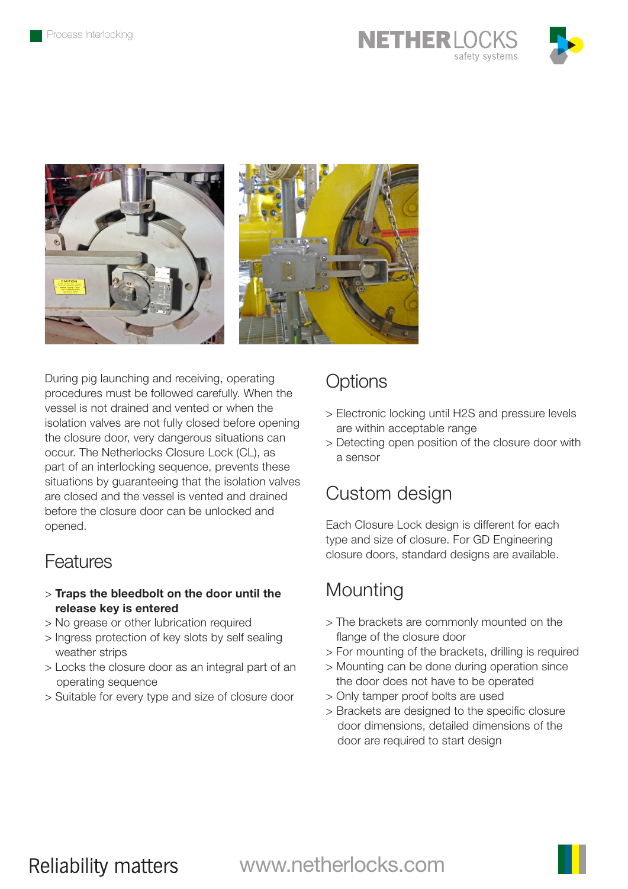During pig launching and receiving, operating procedures must be followed carefully. When the vessel is not drained and vented or when the isolation valves are not fully closed before opening the closure door, very dangerous situations can occur. The Netherlocks Closure Lock (CL), as part of an interlocking sequence, prevents these situations by guaranteeing that the isolation valves are closed and the vessel is vented and drained before the closure door can be unlocked and opened.

## Features

- **Traps the bleedbolt on the door until the release key is entered**
- No grease or other lubrication required
- Ingress protection of key slots by self sealing weather strips
- Locks the closure door as an integral part of an operating sequence
- Suitable for every type and size of closure door

## Options

- Electronic locking until H2S and pressure levels are within acceptable range
- Detecting open position of the closure door with a sensor

## Custom design

Each Closure Lock design is different for each type and size of closure. For GD Engineering closure doors, standard designs are available.

## Mounting

- The brackets are commonly mounted on the flange of the closure door
- For mounting of the brackets, drilling is required
- Mounting can be done during operation since the door does not have to be operated
- Only tamper proof bolts are used
- Brackets are designed to the specific closure door dimensions, detailed dimensions of the door are required to start design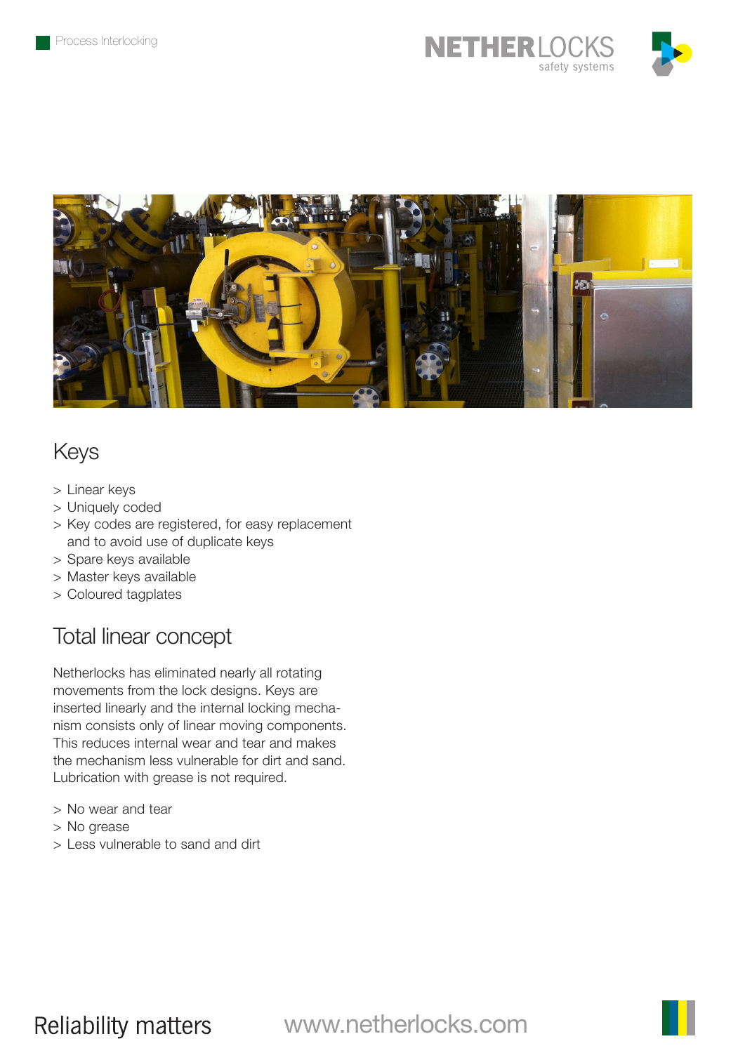## Keys

> Linear keys
> Uniquely coded
> Key codes are registered, for easy replacement and to avoid use of duplicate keys
> Spare keys available
> Master keys available
> Coloured tagplates

## Total linear concept

Netherlocks has eliminated nearly all rotating movements from the lock designs. Keys are inserted linearly and the internal locking mechanism consists only of linear moving components. This reduces internal wear and tear and makes the mechanism less vulnerable for dirt and sand. Lubrication with grease is not required.

> No wear and tear
> No grease
> Less vulnerable to sand and dirt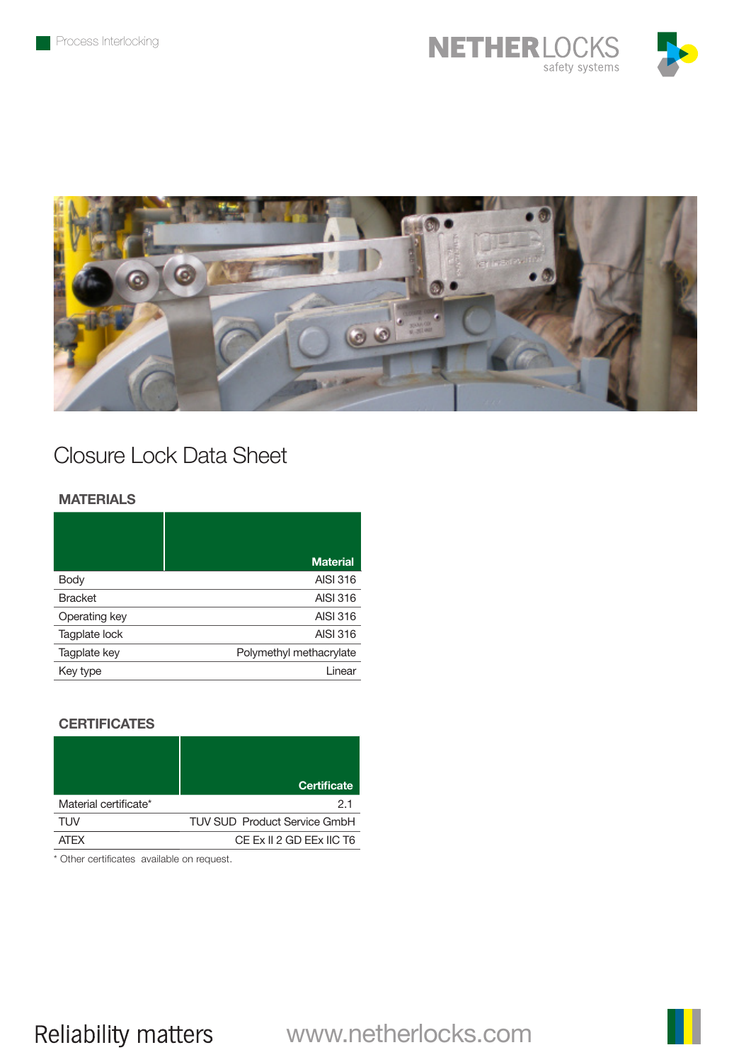# Closure Lock Data Sheet

## MATERIALS

| | Material |
|---|---|
| Body | AISI 316 |
| Bracket | AISI 316 |
| Operating key | AISI 316 |
| Tagplate lock | AISI 316 |
| Tagplate key | Polymethyl methacrylate |
| Key type | Linear |

## CERTIFICATES

| | Certificate |
|---|---|
| Material certificate* | 2.1 |
| TUV | TUV SUD Product Service GmbH |
| ATEX | CE Ex II 2 GD EEx IIC T6 |

* Other certificates available on request.

Reliability matters www.netherlocks.com